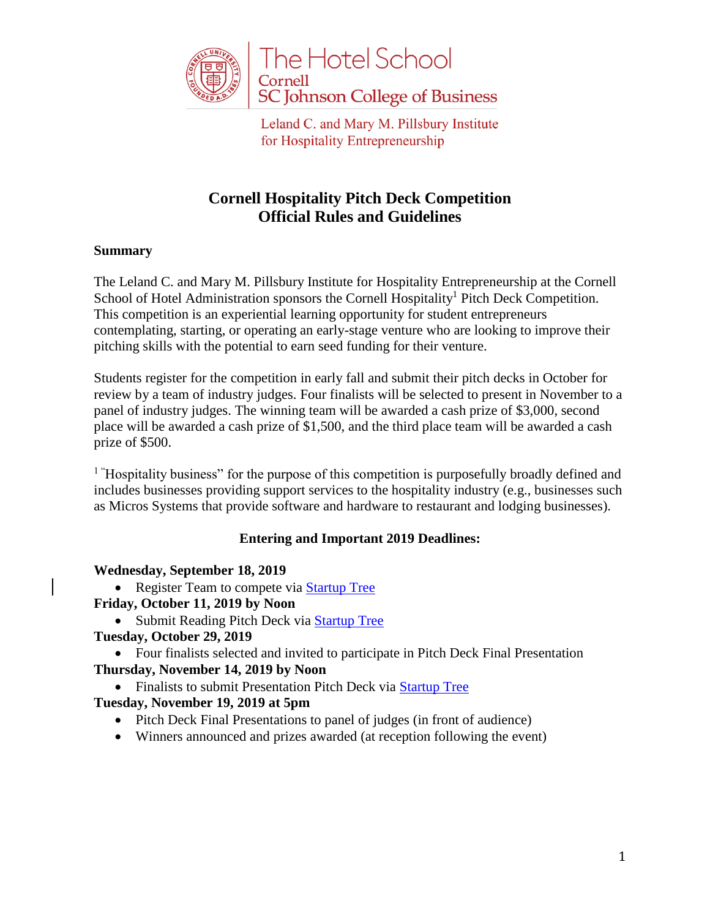The Hotel School
Cornell
SC Johnson College of Business

Leland C. and Mary M. Pillsbury Institute
for Hospitality Entrepreneurship

# Cornell Hospitality Pitch Deck Competition
# Official Rules and Guidelines

**Summary**

The Leland C. and Mary M. Pillsbury Institute for Hospitality Entrepreneurship at the Cornell School of Hotel Administration sponsors the Cornell Hospitality[1] Pitch Deck Competition. This competition is an experiential learning opportunity for student entrepreneurs contemplating, starting, or operating an early-stage venture who are looking to improve their pitching skills with the potential to earn seed funding for their venture.

Students register for the competition in early fall and submit their pitch decks in October for review by a team of industry judges. Four finalists will be selected to present in November to a panel of industry judges. The winning team will be awarded a cash prize of $3,000, second place will be awarded a cash prize of $1,500, and the third place team will be awarded a cash prize of $500.

[1] "Hospitality business" for the purpose of this competition is purposefully broadly defined and includes businesses providing support services to the hospitality industry (e.g., businesses such as Micros Systems that provide software and hardware to restaurant and lodging businesses).

### Entering and Important 2019 Deadlines:

**Wednesday, September 18, 2019**
- Register Team to compete via [Startup Tree]

**Friday, October 11, 2019 by Noon**
- Submit Reading Pitch Deck via [Startup Tree]

**Tuesday, October 29, 2019**
- Four finalists selected and invited to participate in Pitch Deck Final Presentation

**Thursday, November 14, 2019 by Noon**
- Finalists to submit Presentation Pitch Deck via [Startup Tree]

**Tuesday, November 19, 2019 at 5pm**
- Pitch Deck Final Presentations to panel of judges (in front of audience)
- Winners announced and prizes awarded (at reception following the event)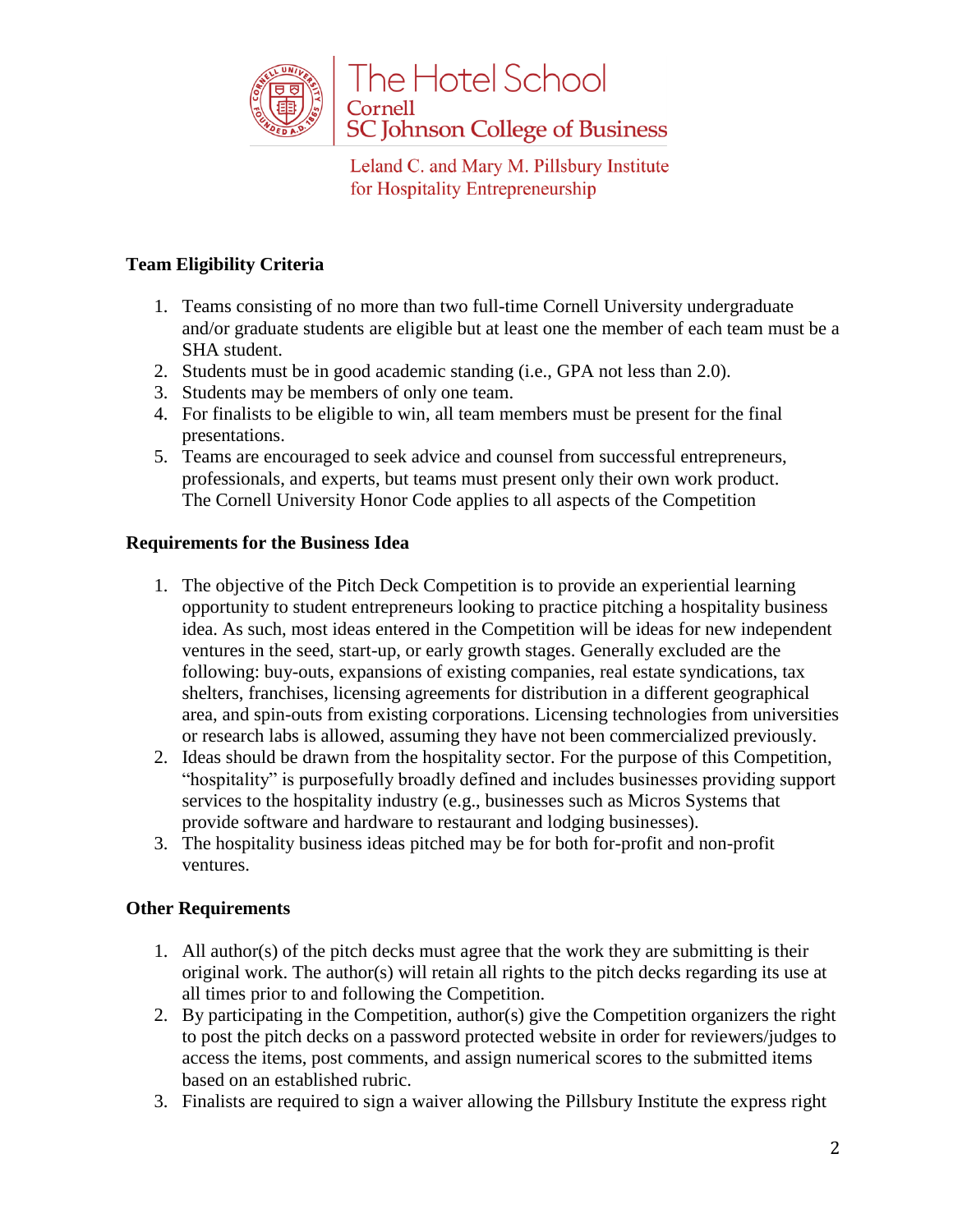**Team Eligibility Criteria**

1. Teams consisting of no more than two full-time Cornell University undergraduate and/or graduate students are eligible but at least one the member of each team must be a SHA student.
2. Students must be in good academic standing (i.e., GPA not less than 2.0).
3. Students may be members of only one team.
4. For finalists to be eligible to win, all team members must be present for the final presentations.
5. Teams are encouraged to seek advice and counsel from successful entrepreneurs, professionals, and experts, but teams must present only their own work product. The Cornell University Honor Code applies to all aspects of the Competition

**Requirements for the Business Idea**

1. The objective of the Pitch Deck Competition is to provide an experiential learning opportunity to student entrepreneurs looking to practice pitching a hospitality business idea. As such, most ideas entered in the Competition will be ideas for new independent ventures in the seed, start-up, or early growth stages. Generally excluded are the following: buy-outs, expansions of existing companies, real estate syndications, tax shelters, franchises, licensing agreements for distribution in a different geographical area, and spin-outs from existing corporations. Licensing technologies from universities or research labs is allowed, assuming they have not been commercialized previously.
2. Ideas should be drawn from the hospitality sector. For the purpose of this Competition, "hospitality" is purposefully broadly defined and includes businesses providing support services to the hospitality industry (e.g., businesses such as Micros Systems that provide software and hardware to restaurant and lodging businesses).
3. The hospitality business ideas pitched may be for both for-profit and non-profit ventures.

**Other Requirements**

1. All author(s) of the pitch decks must agree that the work they are submitting is their original work. The author(s) will retain all rights to the pitch decks regarding its use at all times prior to and following the Competition.
2. By participating in the Competition, author(s) give the Competition organizers the right to post the pitch decks on a password protected website in order for reviewers/judges to access the items, post comments, and assign numerical scores to the submitted items based on an established rubric.
3. Finalists are required to sign a waiver allowing the Pillsbury Institute the express right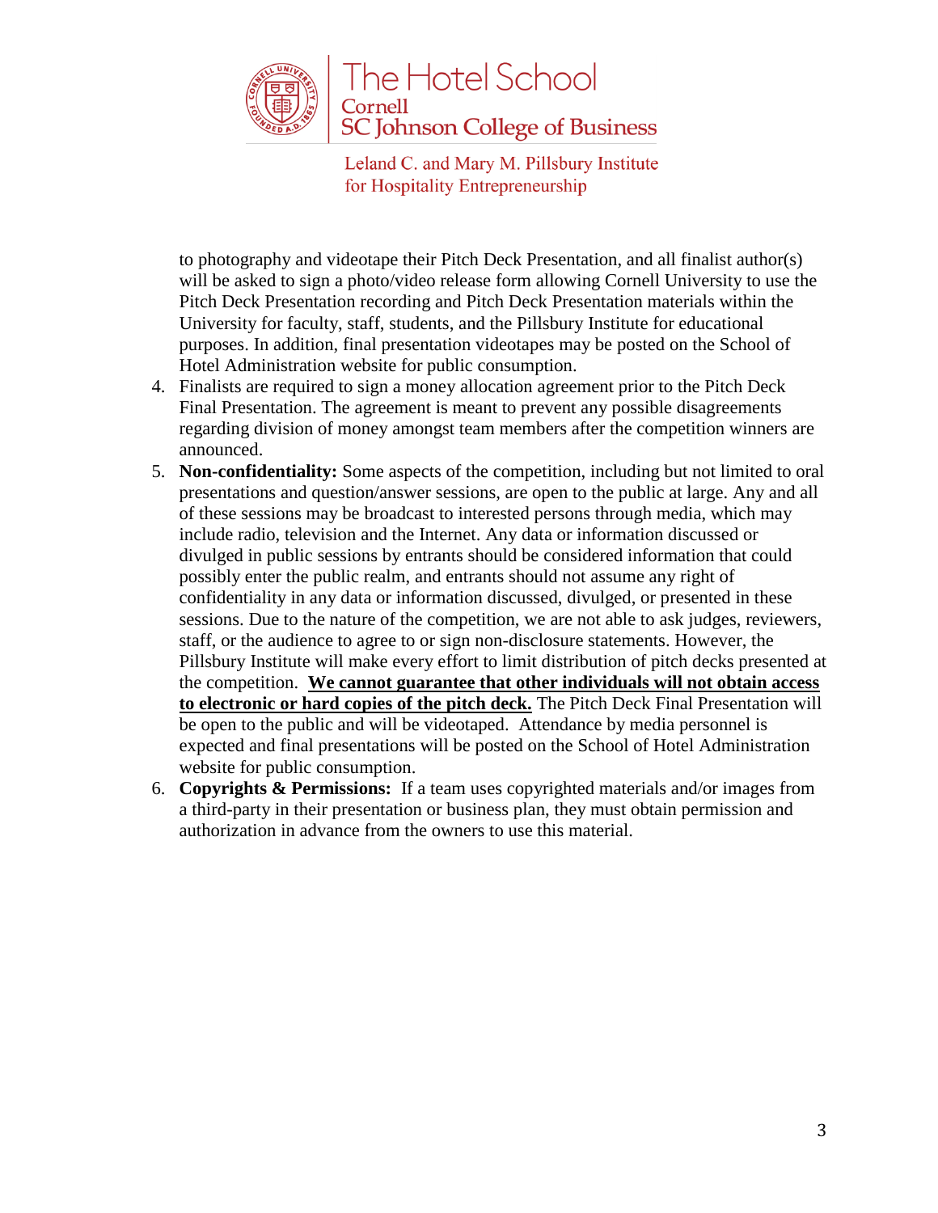to photography and videotape their Pitch Deck Presentation, and all finalist author(s) will be asked to sign a photo/video release form allowing Cornell University to use the Pitch Deck Presentation recording and Pitch Deck Presentation materials within the University for faculty, staff, students, and the Pillsbury Institute for educational purposes. In addition, final presentation videotapes may be posted on the School of Hotel Administration website for public consumption.

4. Finalists are required to sign a money allocation agreement prior to the Pitch Deck Final Presentation. The agreement is meant to prevent any possible disagreements regarding division of money amongst team members after the competition winners are announced.
5. **Non-confidentiality:** Some aspects of the competition, including but not limited to oral presentations and question/answer sessions, are open to the public at large. Any and all of these sessions may be broadcast to interested persons through media, which may include radio, television and the Internet. Any data or information discussed or divulged in public sessions by entrants should be considered information that could possibly enter the public realm, and entrants should not assume any right of confidentiality in any data or information discussed, divulged, or presented in these sessions. Due to the nature of the competition, we are not able to ask judges, reviewers, staff, or the audience to agree to or sign non-disclosure statements. However, the Pillsbury Institute will make every effort to limit distribution of pitch decks presented at the competition. **<u>We cannot guarantee that other individuals will not obtain access to electronic or hard copies of the pitch deck.</u>** The Pitch Deck Final Presentation will be open to the public and will be videotaped. Attendance by media personnel is expected and final presentations will be posted on the School of Hotel Administration website for public consumption.
6. **Copyrights & Permissions:** If a team uses copyrighted materials and/or images from a third-party in their presentation or business plan, they must obtain permission and authorization in advance from the owners to use this material.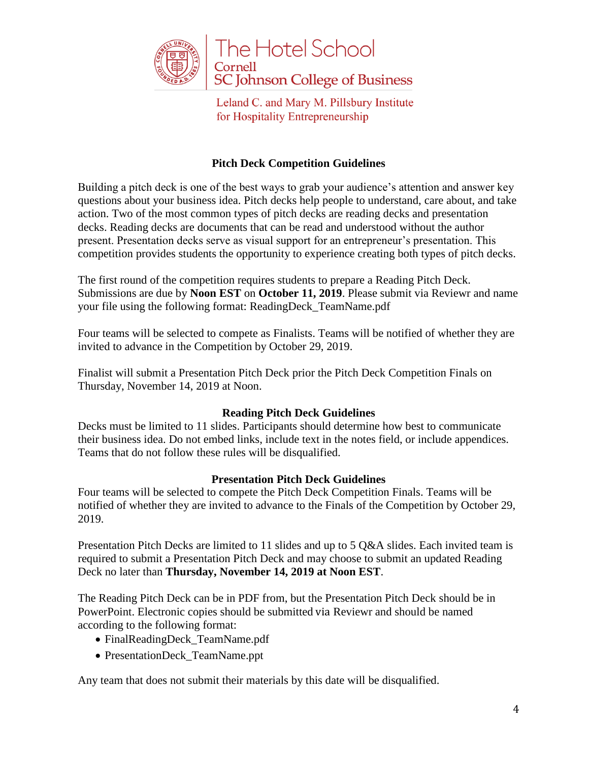The Hotel School
Cornell
SC Johnson College of Business

Leland C. and Mary M. Pillsbury Institute
for Hospitality Entrepreneurship

## Pitch Deck Competition Guidelines

Building a pitch deck is one of the best ways to grab your audience's attention and answer key questions about your business idea. Pitch decks help people to understand, care about, and take action. Two of the most common types of pitch decks are reading decks and presentation decks. Reading decks are documents that can be read and understood without the author present. Presentation decks serve as visual support for an entrepreneur's presentation. This competition provides students the opportunity to experience creating both types of pitch decks.

The first round of the competition requires students to prepare a Reading Pitch Deck. Submissions are due by **Noon EST** on **October 11, 2019**. Please submit via Reviewr and name your file using the following format: ReadingDeck_TeamName.pdf

Four teams will be selected to compete as Finalists. Teams will be notified of whether they are invited to advance in the Competition by October 29, 2019.

Finalist will submit a Presentation Pitch Deck prior the Pitch Deck Competition Finals on Thursday, November 14, 2019 at Noon.

### Reading Pitch Deck Guidelines

Decks must be limited to 11 slides. Participants should determine how best to communicate their business idea. Do not embed links, include text in the notes field, or include appendices. Teams that do not follow these rules will be disqualified.

### Presentation Pitch Deck Guidelines

Four teams will be selected to compete the Pitch Deck Competition Finals. Teams will be notified of whether they are invited to advance to the Finals of the Competition by October 29, 2019.

Presentation Pitch Decks are limited to 11 slides and up to 5 Q&A slides. Each invited team is required to submit a Presentation Pitch Deck and may choose to submit an updated Reading Deck no later than **Thursday, November 14, 2019 at Noon EST**.

The Reading Pitch Deck can be in PDF from, but the Presentation Pitch Deck should be in PowerPoint. Electronic copies should be submitted via Reviewr and should be named according to the following format:

- FinalReadingDeck_TeamName.pdf
- PresentationDeck_TeamName.ppt

Any team that does not submit their materials by this date will be disqualified.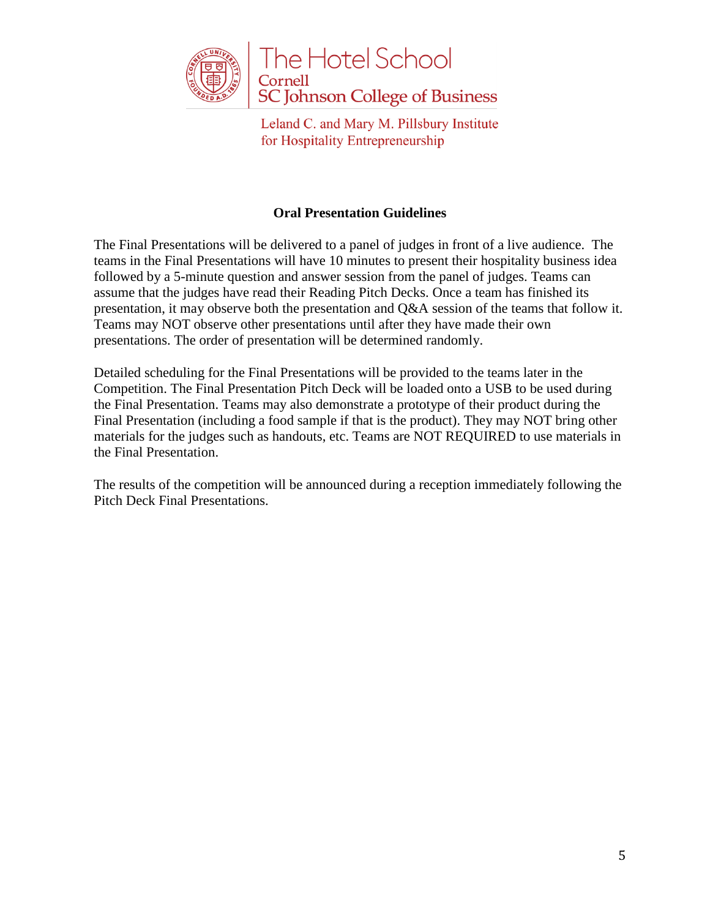## Oral Presentation Guidelines

The Final Presentations will be delivered to a panel of judges in front of a live audience. The teams in the Final Presentations will have 10 minutes to present their hospitality business idea followed by a 5-minute question and answer session from the panel of judges. Teams can assume that the judges have read their Reading Pitch Decks. Once a team has finished its presentation, it may observe both the presentation and Q&A session of the teams that follow it. Teams may NOT observe other presentations until after they have made their own presentations. The order of presentation will be determined randomly.

Detailed scheduling for the Final Presentations will be provided to the teams later in the Competition. The Final Presentation Pitch Deck will be loaded onto a USB to be used during the Final Presentation. Teams may also demonstrate a prototype of their product during the Final Presentation (including a food sample if that is the product). They may NOT bring other materials for the judges such as handouts, etc. Teams are NOT REQUIRED to use materials in the Final Presentation.

The results of the competition will be announced during a reception immediately following the Pitch Deck Final Presentations.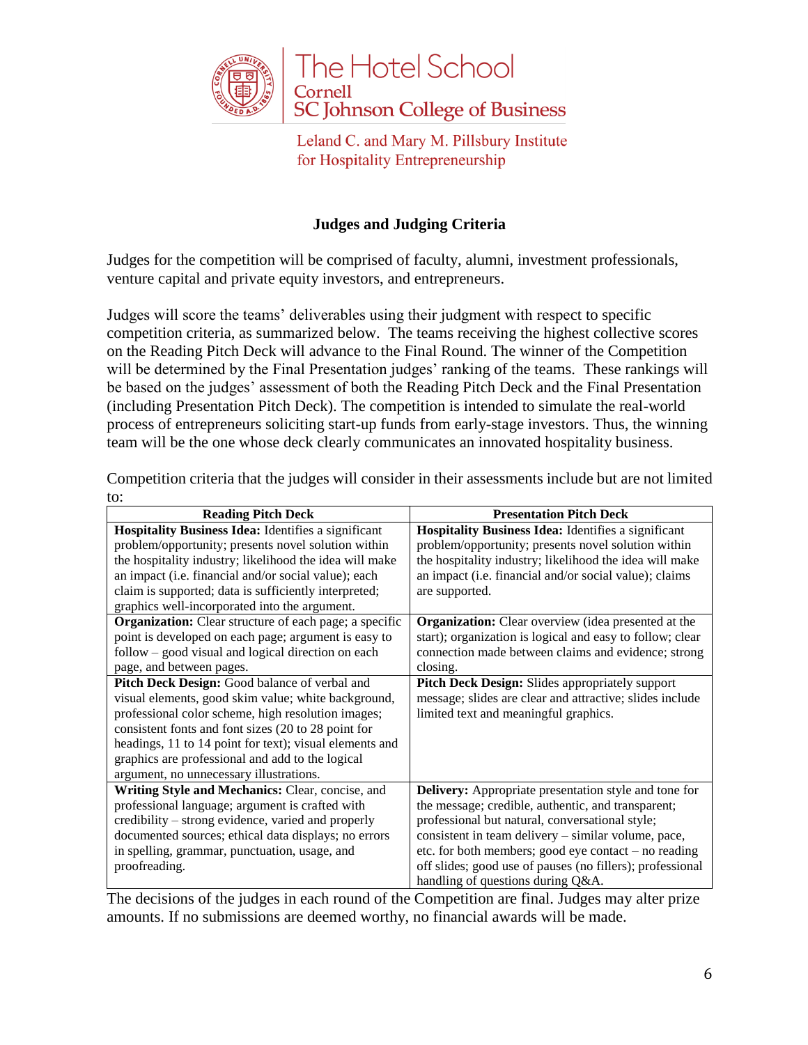The Hotel School
Cornell
SC Johnson College of Business

Leland C. and Mary M. Pillsbury Institute for Hospitality Entrepreneurship

## Judges and Judging Criteria

Judges for the competition will be comprised of faculty, alumni, investment professionals, venture capital and private equity investors, and entrepreneurs.

Judges will score the teams' deliverables using their judgment with respect to specific competition criteria, as summarized below. The teams receiving the highest collective scores on the Reading Pitch Deck will advance to the Final Round. The winner of the Competition will be determined by the Final Presentation judges' ranking of the teams. These rankings will be based on the judges' assessment of both the Reading Pitch Deck and the Final Presentation (including Presentation Pitch Deck). The competition is intended to simulate the real-world process of entrepreneurs soliciting start-up funds from early-stage investors. Thus, the winning team will be the one whose deck clearly communicates an innovated hospitality business.

Competition criteria that the judges will consider in their assessments include but are not limited to:

| Reading Pitch Deck | Presentation Pitch Deck |
|---|---|
| **Hospitality Business Idea:** Identifies a significant problem/opportunity; presents novel solution within the hospitality industry; likelihood the idea will make an impact (i.e. financial and/or social value); each claim is supported; data is sufficiently interpreted; graphics well-incorporated into the argument. | **Hospitality Business Idea:** Identifies a significant problem/opportunity; presents novel solution within the hospitality industry; likelihood the idea will make an impact (i.e. financial and/or social value); claims are supported. |
| **Organization:** Clear structure of each page; a specific point is developed on each page; argument is easy to follow – good visual and logical direction on each page, and between pages. | **Organization:** Clear overview (idea presented at the start); organization is logical and easy to follow; clear connection made between claims and evidence; strong closing. |
| **Pitch Deck Design:** Good balance of verbal and visual elements, good skim value; white background, professional color scheme, high resolution images; consistent fonts and font sizes (20 to 28 point for headings, 11 to 14 point for text); visual elements and graphics are professional and add to the logical argument, no unnecessary illustrations. | **Pitch Deck Design:** Slides appropriately support message; slides are clear and attractive; slides include limited text and meaningful graphics. |
| **Writing Style and Mechanics:** Clear, concise, and professional language; argument is crafted with credibility – strong evidence, varied and properly documented sources; ethical data displays; no errors in spelling, grammar, punctuation, usage, and proofreading. | **Delivery:** Appropriate presentation style and tone for the message; credible, authentic, and transparent; professional but natural, conversational style; consistent in team delivery – similar volume, pace, etc. for both members; good eye contact – no reading off slides; good use of pauses (no fillers); professional handling of questions during Q&A. |

The decisions of the judges in each round of the Competition are final. Judges may alter prize amounts. If no submissions are deemed worthy, no financial awards will be made.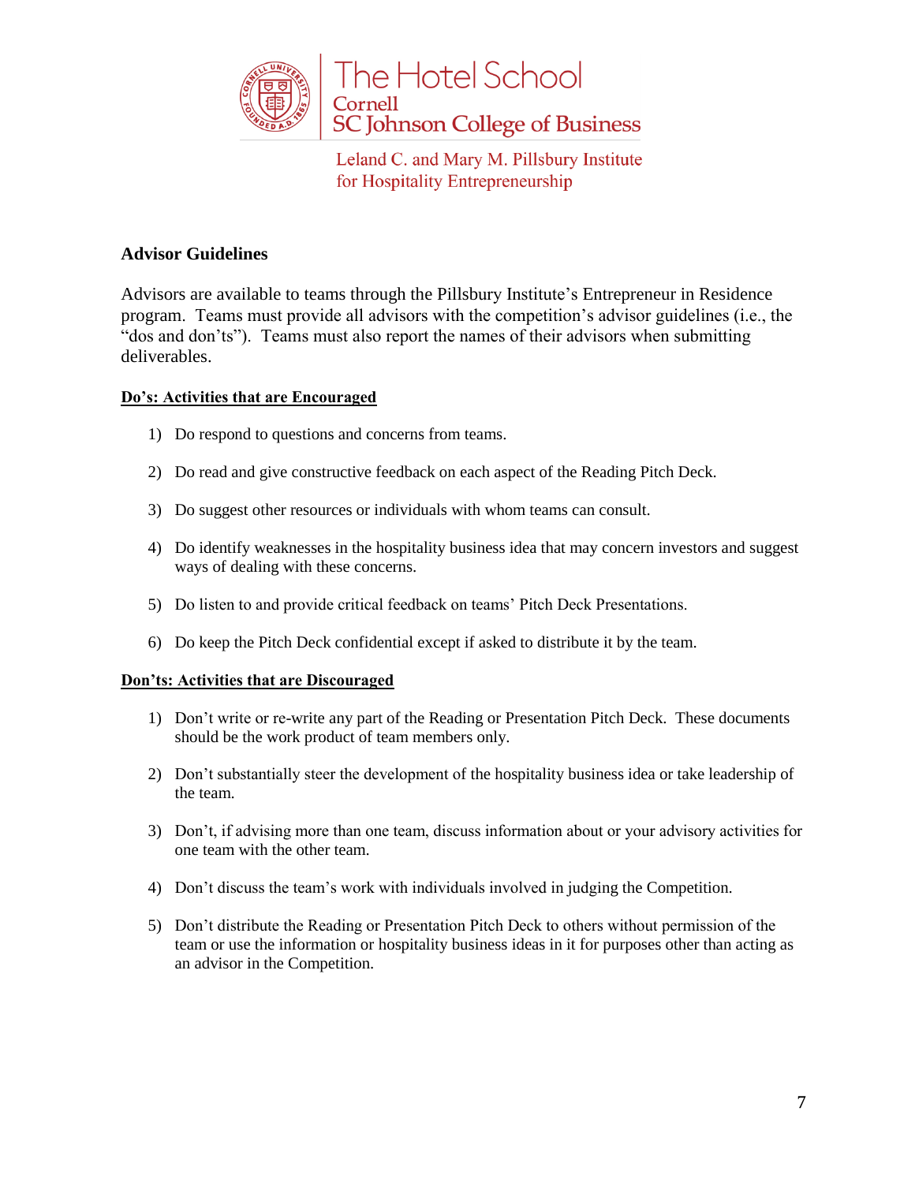The Hotel School
Cornell
SC Johnson College of Business

Leland C. and Mary M. Pillsbury Institute
for Hospitality Entrepreneurship

## Advisor Guidelines

Advisors are available to teams through the Pillsbury Institute's Entrepreneur in Residence program. Teams must provide all advisors with the competition's advisor guidelines (i.e., the "dos and don'ts"). Teams must also report the names of their advisors when submitting deliverables.

**Do's: Activities that are Encouraged**

1) Do respond to questions and concerns from teams.
2) Do read and give constructive feedback on each aspect of the Reading Pitch Deck.
3) Do suggest other resources or individuals with whom teams can consult.
4) Do identify weaknesses in the hospitality business idea that may concern investors and suggest ways of dealing with these concerns.
5) Do listen to and provide critical feedback on teams' Pitch Deck Presentations.
6) Do keep the Pitch Deck confidential except if asked to distribute it by the team.

**Don'ts: Activities that are Discouraged**

1) Don't write or re-write any part of the Reading or Presentation Pitch Deck. These documents should be the work product of team members only.
2) Don't substantially steer the development of the hospitality business idea or take leadership of the team.
3) Don't, if advising more than one team, discuss information about or your advisory activities for one team with the other team.
4) Don't discuss the team's work with individuals involved in judging the Competition.
5) Don't distribute the Reading or Presentation Pitch Deck to others without permission of the team or use the information or hospitality business ideas in it for purposes other than acting as an advisor in the Competition.